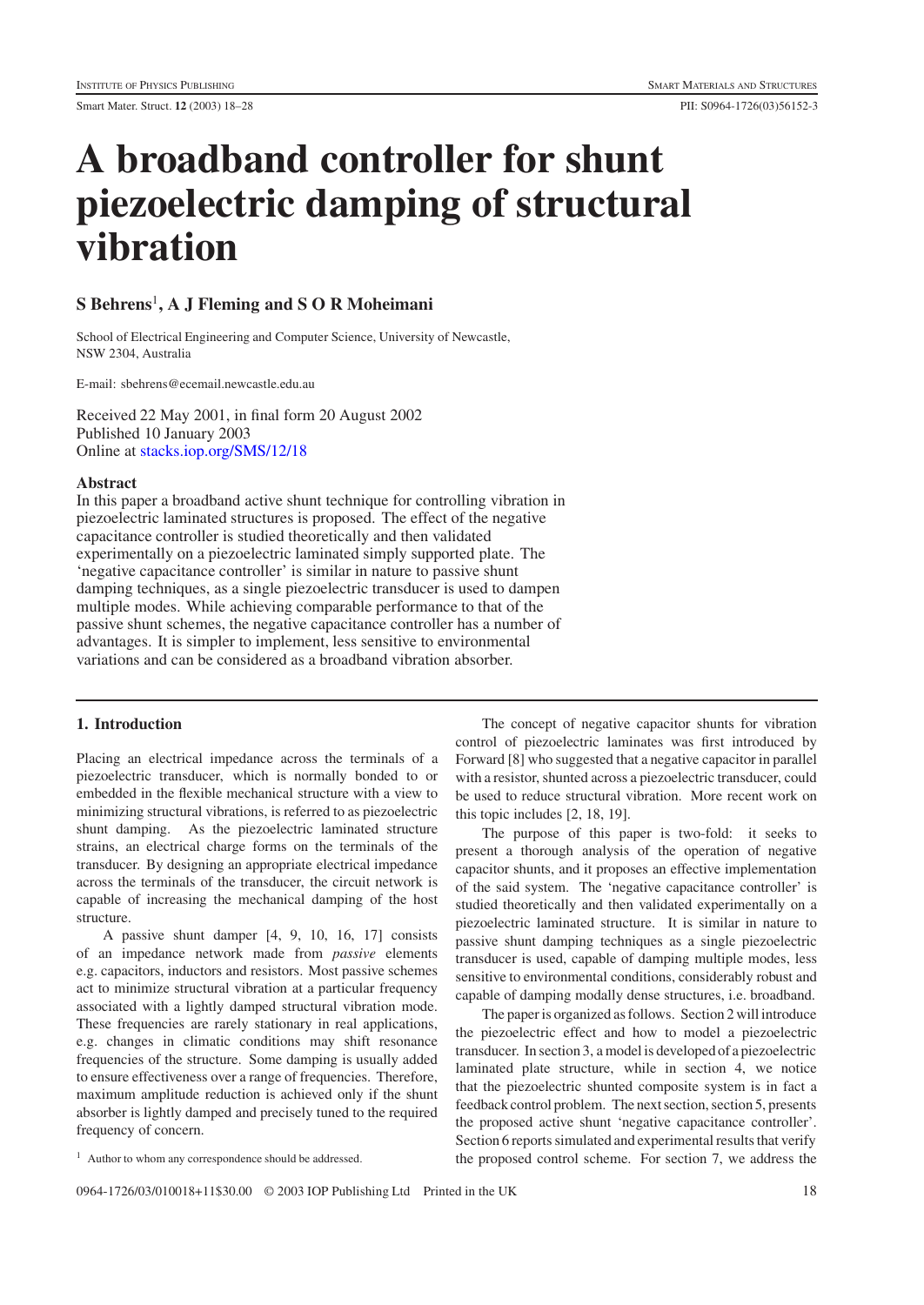# A broadband controller for shunt piezoelectric damping of structural vibration

**S Behrens**[1]**, A J Fleming and S O R Moheimani**

School of Electrical Engineering and Computer Science, University of Newcastle, NSW 2304, Australia

E-mail: sbehrens@ecemail.newcastle.edu.au

Received 22 May 2001, in final form 20 August 2002
Published 10 January 2003
Online at stacks.iop.org/SMS/12/18

## Abstract

In this paper a broadband active shunt technique for controlling vibration in piezoelectric laminated structures is proposed. The effect of the negative capacitance controller is studied theoretically and then validated experimentally on a piezoelectric laminated simply supported plate. The 'negative capacitance controller' is similar in nature to passive shunt damping techniques, as a single piezoelectric transducer is used to dampen multiple modes. While achieving comparable performance to that of the passive shunt schemes, the negative capacitance controller has a number of advantages. It is simpler to implement, less sensitive to environmental variations and can be considered as a broadband vibration absorber.

## 1. Introduction

Placing an electrical impedance across the terminals of a piezoelectric transducer, which is normally bonded to or embedded in the flexible mechanical structure with a view to minimizing structural vibrations, is referred to as piezoelectric shunt damping. As the piezoelectric laminated structure strains, an electrical charge forms on the terminals of the transducer. By designing an appropriate electrical impedance across the terminals of the transducer, the circuit network is capable of increasing the mechanical damping of the host structure.

A passive shunt damper [4, 9, 10, 16, 17] consists of an impedance network made from *passive* elements e.g. capacitors, inductors and resistors. Most passive schemes act to minimize structural vibration at a particular frequency associated with a lightly damped structural vibration mode. These frequencies are rarely stationary in real applications, e.g. changes in climatic conditions may shift resonance frequencies of the structure. Some damping is usually added to ensure effectiveness over a range of frequencies. Therefore, maximum amplitude reduction is achieved only if the shunt absorber is lightly damped and precisely tuned to the required frequency of concern.

The concept of negative capacitor shunts for vibration control of piezoelectric laminates was first introduced by Forward [8] who suggested that a negative capacitor in parallel with a resistor, shunted across a piezoelectric transducer, could be used to reduce structural vibration. More recent work on this topic includes [2, 18, 19].

The purpose of this paper is two-fold: it seeks to present a thorough analysis of the operation of negative capacitor shunts, and it proposes an effective implementation of the said system. The 'negative capacitance controller' is studied theoretically and then validated experimentally on a piezoelectric laminated structure. It is similar in nature to passive shunt damping techniques as a single piezoelectric transducer is used, capable of damping multiple modes, less sensitive to environmental conditions, considerably robust and capable of damping modally dense structures, i.e. broadband.

The paper is organized as follows. Section 2 will introduce the piezoelectric effect and how to model a piezoelectric transducer. In section 3, a model is developed of a piezoelectric laminated plate structure, while in section 4, we notice that the piezoelectric shunted composite system is in fact a feedback control problem. The next section, section 5, presents the proposed active shunt 'negative capacitance controller'. Section 6 reports simulated and experimental results that verify the proposed control scheme. For section 7, we address the

[1] Author to whom any correspondence should be addressed.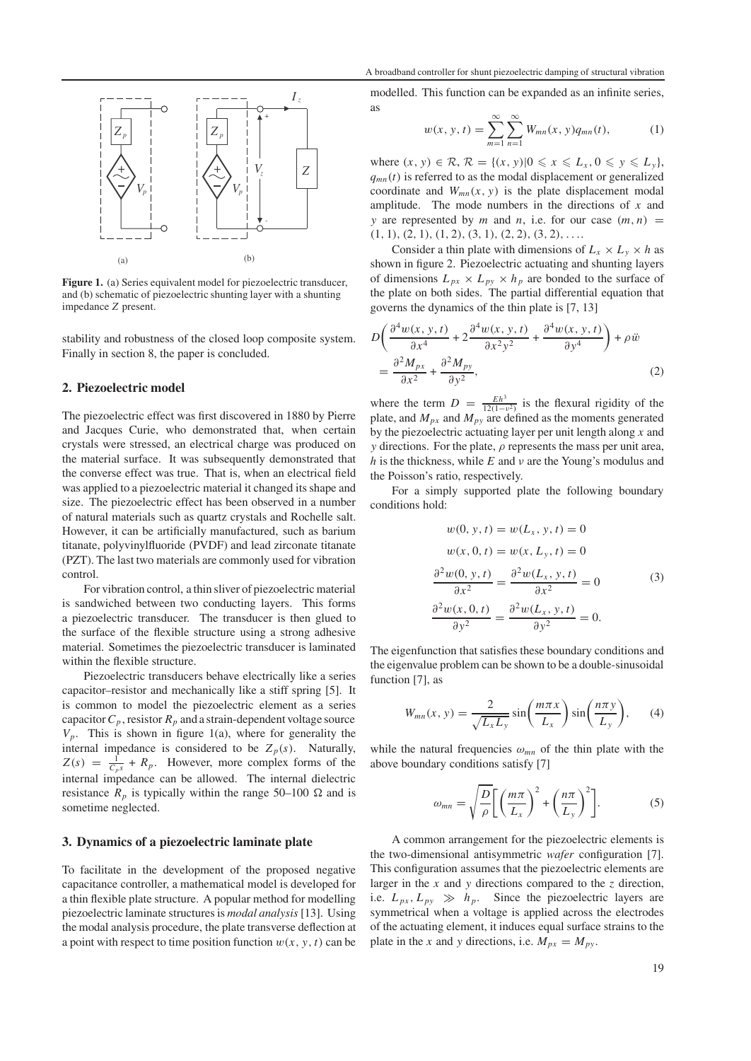**Figure 1.** (a) Series equivalent model for piezoelectric transducer, and (b) schematic of piezoelectric shunting layer with a shunting impedance $Z$ present.

stability and robustness of the closed loop composite system. Finally in section 8, the paper is concluded.

## 2. Piezoelectric model

The piezoelectric effect was first discovered in 1880 by Pierre and Jacques Curie, who demonstrated that, when certain crystals were stressed, an electrical charge was produced on the material surface. It was subsequently demonstrated that the converse effect was true. That is, when an electrical field was applied to a piezoelectric material it changed its shape and size. The piezoelectric effect has been observed in a number of natural materials such as quartz crystals and Rochelle salt. However, it can be artificially manufactured, such as barium titanate, polyvinylfluoride (PVDF) and lead zirconate titanate (PZT). The last two materials are commonly used for vibration control.

For vibration control, a thin sliver of piezoelectric material is sandwiched between two conducting layers. This forms a piezoelectric transducer. The transducer is then glued to the surface of the flexible structure using a strong adhesive material. Sometimes the piezoelectric transducer is laminated within the flexible structure.

Piezoelectric transducers behave electrically like a series capacitor–resistor and mechanically like a stiff spring [5]. It is common to model the piezoelectric element as a series capacitor $C_p$, resistor $R_p$ and a strain-dependent voltage source $V_p$. This is shown in figure 1(a), where for generality the internal impedance is considered to be $Z_p(s)$. Naturally, $Z(s) = \frac{1}{C_p s} + R_p$. However, more complex forms of the internal impedance can be allowed. The internal dielectric resistance $R_p$ is typically within the range 50–100 Ω and is sometime neglected.

## 3. Dynamics of a piezoelectric laminate plate

To facilitate in the development of the proposed negative capacitance controller, a mathematical model is developed for a thin flexible plate structure. A popular method for modelling piezoelectric laminate structures is *modal analysis* [13]. Using the modal analysis procedure, the plate transverse deflection at a point with respect to time position function $w(x, y, t)$ can be modelled. This function can be expanded as an infinite series, as

$$w(x, y, t) = \sum_{m=1}^{\infty} \sum_{n=1}^{\infty} W_{mn}(x, y) q_{mn}(t), \tag{1}$$

where $(x, y) \in \mathcal{R}$, $\mathcal{R} = \{(x, y) | 0 \leqslant x \leqslant L_x, 0 \leqslant y \leqslant L_y\}$, $q_{mn}(t)$ is referred to as the modal displacement or generalized coordinate and $W_{mn}(x, y)$ is the plate displacement modal amplitude. The mode numbers in the directions of $x$ and $y$ are represented by $m$ and $n$, i.e. for our case $(m, n) = (1, 1), (2, 1), (1, 2), (3, 1), (2, 2), (3, 2), \ldots$.

Consider a thin plate with dimensions of $L_x \times L_y \times h$ as shown in figure 2. Piezoelectric actuating and shunting layers of dimensions $L_{px} \times L_{py} \times h_p$ are bonded to the surface of the plate on both sides. The partial differential equation that governs the dynamics of the thin plate is [7, 13]

$$D\left(\frac{\partial^4 w(x, y, t)}{\partial x^4} + 2\frac{\partial^4 w(x, y, t)}{\partial x^2 y^2} + \frac{\partial^4 w(x, y, t)}{\partial y^4}\right) + \rho \ddot{w} = \frac{\partial^2 M_{px}}{\partial x^2} + \frac{\partial^2 M_{py}}{\partial y^2}, \tag{2}$$

where the term $D = \frac{Eh^3}{12(1-\nu^2)}$ is the flexural rigidity of the plate, and $M_{px}$ and $M_{py}$ are defined as the moments generated by the piezoelectric actuating layer per unit length along $x$ and $y$ directions. For the plate, $\rho$ represents the mass per unit area, $h$ is the thickness, while $E$ and $\nu$ are the Young's modulus and the Poisson's ratio, respectively.

For a simply supported plate the following boundary conditions hold:

$$\begin{aligned}
w(0, y, t) &= w(L_x, y, t) = 0 \\
w(x, 0, t) &= w(x, L_y, t) = 0 \\
\frac{\partial^2 w(0, y, t)}{\partial x^2} &= \frac{\partial^2 w(L_x, y, t)}{\partial x^2} = 0 \\
\frac{\partial^2 w(x, 0, t)}{\partial y^2} &= \frac{\partial^2 w(L_x, y, t)}{\partial y^2} = 0.
\end{aligned} \tag{3}$$

The eigenfunction that satisfies these boundary conditions and the eigenvalue problem can be shown to be a double-sinusoidal function [7], as

$$W_{mn}(x, y) = \frac{2}{\sqrt{L_x L_y}} \sin\left(\frac{m\pi x}{L_x}\right) \sin\left(\frac{n\pi y}{L_y}\right), \tag{4}$$

while the natural frequencies $\omega_{mn}$ of the thin plate with the above boundary conditions satisfy [7]

$$\omega_{mn} = \sqrt{\frac{D}{\rho}}\left[\left(\frac{m\pi}{L_x}\right)^2 + \left(\frac{n\pi}{L_y}\right)^2\right]. \tag{5}$$

A common arrangement for the piezoelectric elements is the two-dimensional antisymmetric *wafer* configuration [7]. This configuration assumes that the piezoelectric elements are larger in the $x$ and $y$ directions compared to the $z$ direction, i.e. $L_{px}, L_{py} \gg h_p$. Since the piezoelectric layers are symmetrical when a voltage is applied across the electrodes of the actuating element, it induces equal surface strains to the plate in the $x$ and $y$ directions, i.e. $M_{px} = M_{py}$.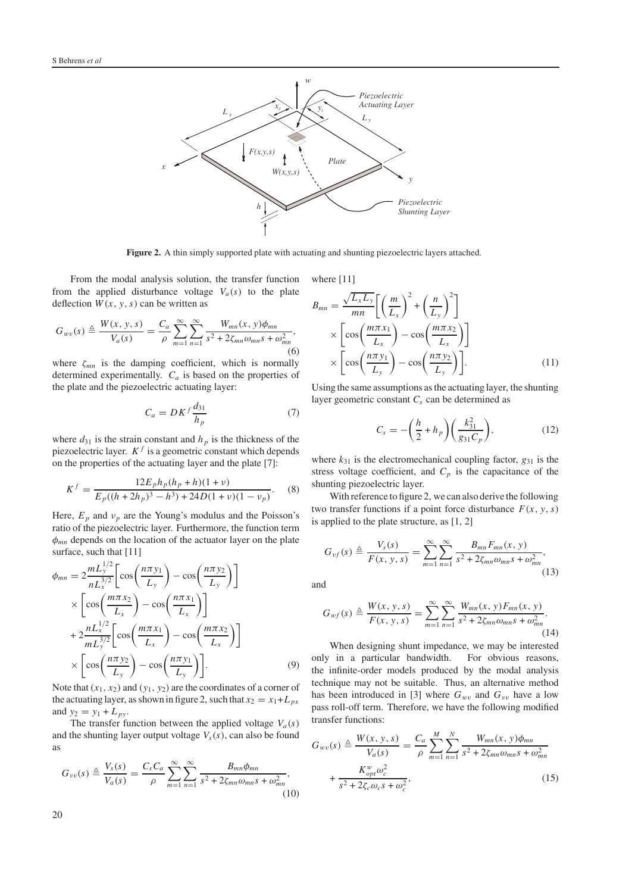**Figure 2.** A thin simply supported plate with actuating and shunting piezoelectric layers attached.

From the modal analysis solution, the transfer function from the applied disturbance voltage $V_a(s)$ to the plate deflection $W(x, y, s)$ can be written as

$$G_{wv}(s) \triangleq \frac{W(x, y, s)}{V_a(s)} = \frac{C_a}{\rho} \sum_{m=1}^{\infty} \sum_{n=1}^{\infty} \frac{W_{mn}(x, y)\phi_{mn}}{s^2 + 2\zeta_{mn}\omega_{mn}s + \omega_{mn}^2}, \tag{6}$$

where $\zeta_{mn}$ is the damping coefficient, which is normally determined experimentally. $C_a$ is based on the properties of the plate and the piezoelectric actuating layer:

$$C_a = DK^f \frac{d_{31}}{h_p} \tag{7}$$

where $d_{31}$ is the strain constant and $h_p$ is the thickness of the piezoelectric layer. $K^f$ is a geometric constant which depends on the properties of the actuating layer and the plate [7]:

$$K^f = \frac{12E_p h_p (h_p + h)(1 + \nu)}{E_p((h + 2h_p)^3 - h^3) + 24D(1 + \nu)(1 - \nu_p)}. \tag{8}$$

Here, $E_p$ and $\nu_p$ are the Young's modulus and the Poisson's ratio of the piezoelectric layer. Furthermore, the function term $\phi_{mn}$ depends on the location of the actuator layer on the plate surface, such that [11]

$$\begin{aligned}
\phi_{mn} = {} & 2\frac{mL_y^{1/2}}{nL_x^{3/2}}\left[\cos\left(\frac{n\pi y_1}{L_y}\right) - \cos\left(\frac{n\pi y_2}{L_y}\right)\right] \\
& \times \left[\cos\left(\frac{m\pi x_2}{L_x}\right) - \cos\left(\frac{n\pi x_1}{L_x}\right)\right] \\
& + 2\frac{nL_x^{1/2}}{mL_y^{3/2}}\left[\cos\left(\frac{m\pi x_1}{L_x}\right) - \cos\left(\frac{m\pi x_2}{L_x}\right)\right] \\
& \times \left[\cos\left(\frac{n\pi y_2}{L_y}\right) - \cos\left(\frac{n\pi y_1}{L_y}\right)\right].
\end{aligned} \tag{9}$$

Note that $(x_1, x_2)$ and $(y_1, y_2)$ are the coordinates of a corner of the actuating layer, as shown in figure 2, such that $x_2 = x_1 + L_{px}$ and $y_2 = y_1 + L_{py}$.

The transfer function between the applied voltage $V_a(s)$ and the shunting layer output voltage $V_s(s)$, can also be found as

$$G_{vv}(s) \triangleq \frac{V_s(s)}{V_a(s)} = \frac{C_s C_a}{\rho} \sum_{m=1}^{\infty} \sum_{n=1}^{\infty} \frac{B_{mn}\phi_{mn}}{s^2 + 2\zeta_{mn}\omega_{mn}s + \omega_{mn}^2}, \tag{10}$$

where [11]

$$\begin{aligned}
B_{mn} = {} & \frac{\sqrt{L_x L_y}}{mn}\left[\left(\frac{m}{L_x}\right)^2 + \left(\frac{n}{L_y}\right)^2\right] \\
& \times \left[\cos\left(\frac{m\pi x_1}{L_x}\right) - \cos\left(\frac{m\pi x_2}{L_x}\right)\right] \\
& \times \left[\cos\left(\frac{n\pi y_1}{L_y}\right) - \cos\left(\frac{n\pi y_2}{L_y}\right)\right].
\end{aligned} \tag{11}$$

Using the same assumptions as the actuating layer, the shunting layer geometric constant $C_s$ can be determined as

$$C_s = -\left(\frac{h}{2} + h_p\right)\left(\frac{k_{31}^2}{g_{31}C_p}\right), \tag{12}$$

where $k_{31}$ is the electromechanical coupling factor, $g_{31}$ is the stress voltage coefficient, and $C_p$ is the capacitance of the shunting piezoelectric layer.

With reference to figure 2, we can also derive the following two transfer functions if a point force disturbance $F(x, y, s)$ is applied to the plate structure, as [1, 2]

$$G_{vf}(s) \triangleq \frac{V_s(s)}{F(x, y, s)} = \sum_{m=1}^{\infty} \sum_{n=1}^{\infty} \frac{B_{mn}F_{mn}(x, y)}{s^2 + 2\zeta_{mn}\omega_{mn}s + \omega_{mn}^2}, \tag{13}$$

and

$$G_{wf}(s) \triangleq \frac{W(x, y, s)}{F(x, y, s)} = \sum_{m=1}^{\infty} \sum_{n=1}^{\infty} \frac{W_{mn}(x, y)F_{mn}(x, y)}{s^2 + 2\zeta_{mn}\omega_{mn}s + \omega_{mn}^2}. \tag{14}$$

When designing shunt impedance, we may be interested only in a particular bandwidth. For obvious reasons, the infinite-order models produced by the modal analysis technique may not be suitable. Thus, an alternative method has been introduced in [3] where $G_{wv}$ and $G_{vv}$ have a low pass roll-off term. Therefore, we have the following modified transfer functions:

$$\begin{aligned}
G_{wv}(s) \triangleq {} & \frac{W(x, y; s)}{V_a(s)} = \frac{C_a}{\rho} \sum_{m=1}^{M} \sum_{n=1}^{N} \frac{W_{mn}(x, y)\phi_{mn}}{s^2 + 2\zeta_{mn}\omega_{mn}s + \omega_{mn}^2} \\
& + \frac{K_{opt}^w \omega_c^2}{s^2 + 2\zeta_c\omega_c s + \omega_c^2},
\end{aligned} \tag{15}$$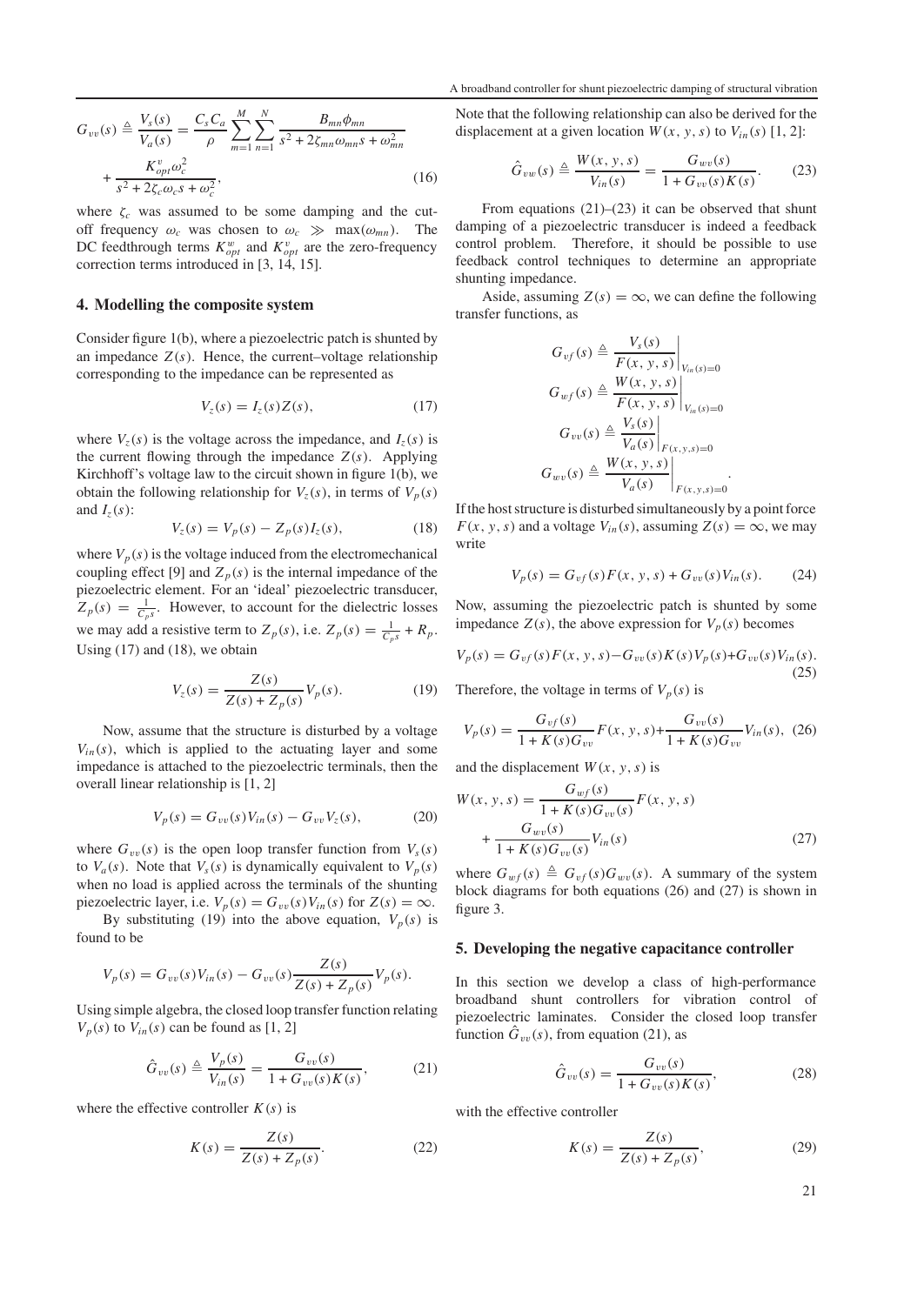$$G_{vv}(s) \triangleq \frac{V_s(s)}{V_a(s)} = \frac{C_s C_a}{\rho} \sum_{m=1}^{M} \sum_{n=1}^{N} \frac{B_{mn}\phi_{mn}}{s^2 + 2\zeta_{mn}\omega_{mn}s + \omega_{mn}^2} + \frac{K_{opt}^v \omega_c^2}{s^2 + 2\zeta_c\omega_c s + \omega_c^2}, \tag{16}$$

where $\zeta_c$ was assumed to be some damping and the cut-off frequency $\omega_c$ was chosen to $\omega_c \gg \max(\omega_{mn})$. The DC feedthrough terms $K_{opt}^w$ and $K_{opt}^v$ are the zero-frequency correction terms introduced in [3, 14, 15].

## 4. Modelling the composite system

Consider figure 1(b), where a piezoelectric patch is shunted by an impedance $Z(s)$. Hence, the current–voltage relationship corresponding to the impedance can be represented as

$$V_z(s) = I_z(s)Z(s), \tag{17}$$

where $V_z(s)$ is the voltage across the impedance, and $I_z(s)$ is the current flowing through the impedance $Z(s)$. Applying Kirchhoff's voltage law to the circuit shown in figure 1(b), we obtain the following relationship for $V_z(s)$, in terms of $V_p(s)$ and $I_z(s)$:

$$V_z(s) = V_p(s) - Z_p(s)I_z(s), \tag{18}$$

where $V_p(s)$ is the voltage induced from the electromechanical coupling effect [9] and $Z_p(s)$ is the internal impedance of the piezoelectric element. For an 'ideal' piezoelectric transducer, $Z_p(s) = \frac{1}{C_p s}$. However, to account for the dielectric losses we may add a resistive term to $Z_p(s)$, i.e. $Z_p(s) = \frac{1}{C_p s} + R_p$. Using (17) and (18), we obtain

$$V_z(s) = \frac{Z(s)}{Z(s) + Z_p(s)} V_p(s). \tag{19}$$

Now, assume that the structure is disturbed by a voltage $V_{in}(s)$, which is applied to the actuating layer and some impedance is attached to the piezoelectric terminals, then the overall linear relationship is [1, 2]

$$V_p(s) = G_{vv}(s)V_{in}(s) - G_{vv}V_z(s), \tag{20}$$

where $G_{vv}(s)$ is the open loop transfer function from $V_s(s)$ to $V_a(s)$. Note that $V_s(s)$ is dynamically equivalent to $V_p(s)$ when no load is applied across the terminals of the shunting piezoelectric layer, i.e. $V_p(s) = G_{vv}(s)V_{in}(s)$ for $Z(s) = \infty$.

By substituting (19) into the above equation, $V_p(s)$ is found to be

$$V_p(s) = G_{vv}(s)V_{in}(s) - G_{vv}(s)\frac{Z(s)}{Z(s) + Z_p(s)}V_p(s).$$

Using simple algebra, the closed loop transfer function relating $V_p(s)$ to $V_{in}(s)$ can be found as [1, 2]

$$\hat{G}_{vv}(s) \triangleq \frac{V_p(s)}{V_{in}(s)} = \frac{G_{vv}(s)}{1 + G_{vv}(s)K(s)}, \tag{21}$$

where the effective controller $K(s)$ is

$$K(s) = \frac{Z(s)}{Z(s) + Z_p(s)}. \tag{22}$$

Note that the following relationship can also be derived for the displacement at a given location $W(x, y, s)$ to $V_{in}(s)$ [1, 2]:

$$\hat{G}_{vw}(s) \triangleq \frac{W(x, y, s)}{V_{in}(s)} = \frac{G_{wv}(s)}{1 + G_{vv}(s)K(s)}. \tag{23}$$

From equations (21)–(23) it can be observed that shunt damping of a piezoelectric transducer is indeed a feedback control problem. Therefore, it should be possible to use feedback control techniques to determine an appropriate shunting impedance.

Aside, assuming $Z(s) = \infty$, we can define the following transfer functions, as

$$G_{vf}(s) \triangleq \left.\frac{V_s(s)}{F(x, y, s)}\right|_{V_{in}(s)=0}$$

$$G_{wf}(s) \triangleq \left.\frac{W(x, y, s)}{F(x, y, s)}\right|_{V_{in}(s)=0}$$

$$G_{vv}(s) \triangleq \left.\frac{V_s(s)}{V_a(s)}\right|_{F(x,y,s)=0}$$

$$G_{wv}(s) \triangleq \left.\frac{W(x, y, s)}{V_a(s)}\right|_{F(x,y,s)=0}.$$

If the host structure is disturbed simultaneously by a point force $F(x, y, s)$ and a voltage $V_{in}(s)$, assuming $Z(s) = \infty$, we may write

$$V_p(s) = G_{vf}(s)F(x, y, s) + G_{vv}(s)V_{in}(s). \tag{24}$$

Now, assuming the piezoelectric patch is shunted by some impedance $Z(s)$, the above expression for $V_p(s)$ becomes

$$V_p(s) = G_{vf}(s)F(x, y, s) - G_{vv}(s)K(s)V_p(s) + G_{vv}(s)V_{in}(s). \tag{25}$$

Therefore, the voltage in terms of $V_p(s)$ is

$$V_p(s) = \frac{G_{vf}(s)}{1 + K(s)G_{vv}}F(x, y, s) + \frac{G_{vv}(s)}{1 + K(s)G_{vv}}V_{in}(s), \tag{26}$$

and the displacement $W(x, y, s)$ is

$$W(x, y, s) = \frac{G_{wf}(s)}{1 + K(s)G_{vv}(s)}F(x, y, s) + \frac{G_{wv}(s)}{1 + K(s)G_{vv}(s)}V_{in}(s) \tag{27}$$

where $G_{wf}(s) \triangleq G_{vf}(s)G_{wv}(s)$. A summary of the system block diagrams for both equations (26) and (27) is shown in figure 3.

## 5. Developing the negative capacitance controller

In this section we develop a class of high-performance broadband shunt controllers for vibration control of piezoelectric laminates. Consider the closed loop transfer function $\hat{G}_{vv}(s)$, from equation (21), as

$$\hat{G}_{vv}(s) = \frac{G_{vv}(s)}{1 + G_{vv}(s)K(s)}, \tag{28}$$

with the effective controller

$$K(s) = \frac{Z(s)}{Z(s) + Z_p(s)}, \tag{29}$$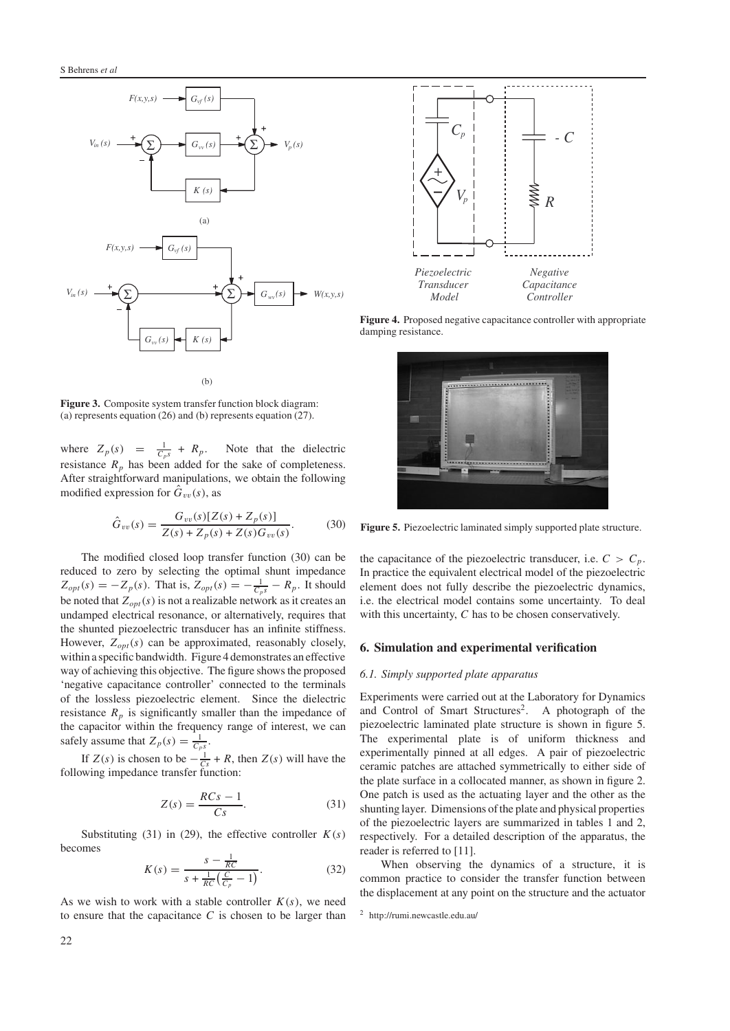Figure 3. Composite system transfer function block diagram: (a) represents equation (26) and (b) represents equation (27).

where $Z_p(s) = \frac{1}{C_p s} + R_p$. Note that the dielectric resistance $R_p$ has been added for the sake of completeness. After straightforward manipulations, we obtain the following modified expression for $\hat{G}_{vv}(s)$, as

$$\hat{G}_{vv}(s) = \frac{G_{vv}(s)[Z(s) + Z_p(s)]}{Z(s) + Z_p(s) + Z(s)G_{vv}(s)}. \tag{30}$$

The modified closed loop transfer function (30) can be reduced to zero by selecting the optimal shunt impedance $Z_{opt}(s) = -Z_p(s)$. That is, $Z_{opt}(s) = -\frac{1}{C_p s} - R_p$. It should be noted that $Z_{opt}(s)$ is not a realizable network as it creates an undamped electrical resonance, or alternatively, requires that the shunted piezoelectric transducer has an infinite stiffness. However, $Z_{opt}(s)$ can be approximated, reasonably closely, within a specific bandwidth. Figure 4 demonstrates an effective way of achieving this objective. The figure shows the proposed 'negative capacitance controller' connected to the terminals of the lossless piezoelectric element. Since the dielectric resistance $R_p$ is significantly smaller than the impedance of the capacitor within the frequency range of interest, we can safely assume that $Z_p(s) = \frac{1}{C_p s}$.

If $Z(s)$ is chosen to be $-\frac{1}{Cs} + R$, then $Z(s)$ will have the following impedance transfer function:

$$Z(s) = \frac{RCs - 1}{Cs}. \tag{31}$$

Substituting (31) in (29), the effective controller $K(s)$ becomes

$$K(s) = \frac{s - \frac{1}{RC}}{s + \frac{1}{RC}\left(\frac{C}{C_p} - 1\right)}. \tag{32}$$

As we wish to work with a stable controller $K(s)$, we need to ensure that the capacitance $C$ is chosen to be larger than the capacitance of the piezoelectric transducer, i.e. $C > C_p$. In practice the equivalent electrical model of the piezoelectric element does not fully describe the piezoelectric dynamics, i.e. the electrical model contains some uncertainty. To deal with this uncertainty, $C$ has to be chosen conservatively.

Figure 4. Proposed negative capacitance controller with appropriate damping resistance.

Figure 5. Piezoelectric laminated simply supported plate structure.

## 6. Simulation and experimental verification

### 6.1. Simply supported plate apparatus

Experiments were carried out at the Laboratory for Dynamics and Control of Smart Structures[2]. A photograph of the piezoelectric laminated plate structure is shown in figure 5. The experimental plate is of uniform thickness and experimentally pinned at all edges. A pair of piezoelectric ceramic patches are attached symmetrically to either side of the plate surface in a collocated manner, as shown in figure 2. One patch is used as the actuating layer and the other as the shunting layer. Dimensions of the plate and physical properties of the piezoelectric layers are summarized in tables 1 and 2, respectively. For a detailed description of the apparatus, the reader is referred to [11].

When observing the dynamics of a structure, it is common practice to consider the transfer function between the displacement at any point on the structure and the actuator

[2] http://rumi.newcastle.edu.au/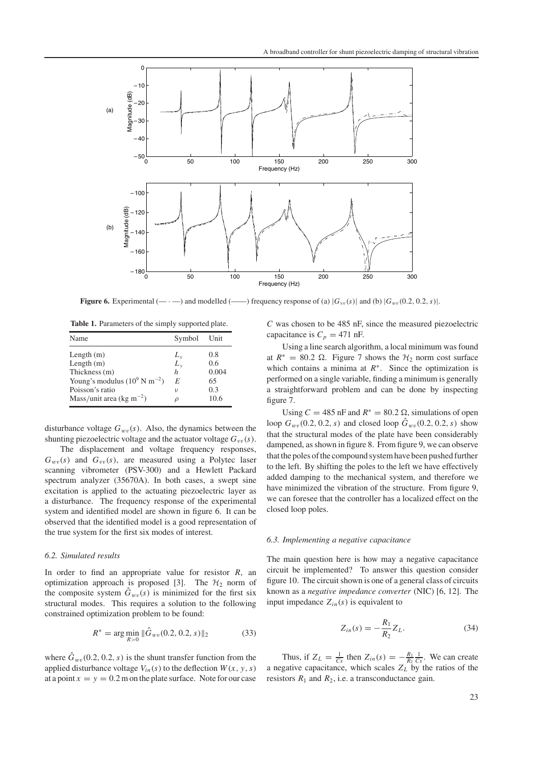**Figure 6.** Experimental (— · —) and modelled (——) frequency response of (a) $|G_{vv}(s)|$ and (b) $|G_{wv}(0.2, 0.2, s)|$.

**Table 1.** Parameters of the simply supported plate.

| Name | Symbol | Unit |
|---|---|---|
| Length (m) | $L_x$ | 0.8 |
| Length (m) | $L_y$ | 0.6 |
| Thickness (m) | $h$ | 0.004 |
| Young's modulus ($10^9$ N m$^{-2}$) | $E$ | 65 |
| Poisson's ratio | $\nu$ | 0.3 |
| Mass/unit area (kg m$^{-2}$) | $\rho$ | 10.6 |

disturbance voltage $G_{wv}(s)$. Also, the dynamics between the shunting piezoelectric voltage and the actuator voltage $G_{vv}(s)$.

The displacement and voltage frequency responses, $G_{wv}(s)$ and $G_{vv}(s)$, are measured using a Polytec laser scanning vibrometer (PSV-300) and a Hewlett Packard spectrum analyzer (35670A). In both cases, a swept sine excitation is applied to the actuating piezoelectric layer as a disturbance. The frequency response of the experimental system and identified model are shown in figure 6. It can be observed that the identified model is a good representation of the true system for the first six modes of interest.

### 6.2. Simulated results

In order to find an appropriate value for resistor $R$, an optimization approach is proposed [3]. The $\mathcal{H}_2$ norm of the composite system $\hat{G}_{wv}(s)$ is minimized for the first six structural modes. This requires a solution to the following constrained optimization problem to be found:

$$R^* = \arg\min_{R>0} \|\hat{G}_{wv}(0.2, 0.2, s)\|_2 \tag{33}$$

where $\hat{G}_{wv}(0.2, 0.2, s)$ is the shunt transfer function from the applied disturbance voltage $V_{in}(s)$ to the deflection $W(x, y, s)$ at a point $x = y = 0.2$ m on the plate surface. Note for our case $C$ was chosen to be 485 nF, since the measured piezoelectric capacitance is $C_p = 471$ nF.

Using a line search algorithm, a local minimum was found at $R^* = 80.2\ \Omega$. Figure 7 shows the $\mathcal{H}_2$ norm cost surface which contains a minima at $R^*$. Since the optimization is performed on a single variable, finding a minimum is generally a straightforward problem and can be done by inspecting figure 7.

Using $C = 485$ nF and $R^* = 80.2\ \Omega$, simulations of open loop $G_{wv}(0.2, 0.2, s)$ and closed loop $\hat{G}_{wv}(0.2, 0.2, s)$ show that the structural modes of the plate have been considerably dampened, as shown in figure 8. From figure 9, we can observe that the poles of the compound system have been pushed further to the left. By shifting the poles to the left we have effectively added damping to the mechanical system, and therefore we have minimized the vibration of the structure. From figure 9, we can foresee that the controller has a localized effect on the closed loop poles.

### 6.3. Implementing a negative capacitance

The main question here is how may a negative capacitance circuit be implemented? To answer this question consider figure 10. The circuit shown is one of a general class of circuits known as a *negative impedance converter* (NIC) [6, 12]. The input impedance $Z_{in}(s)$ is equivalent to

$$Z_{in}(s) = -\frac{R_1}{R_2} Z_L. \tag{34}$$

Thus, if $Z_L = \frac{1}{Cs}$ then $Z_{in}(s) = -\frac{R_1}{R_2}\frac{1}{Cs}$. We can create a negative capacitance, which scales $Z_L$ by the ratios of the resistors $R_1$ and $R_2$, i.e. a transconductance gain.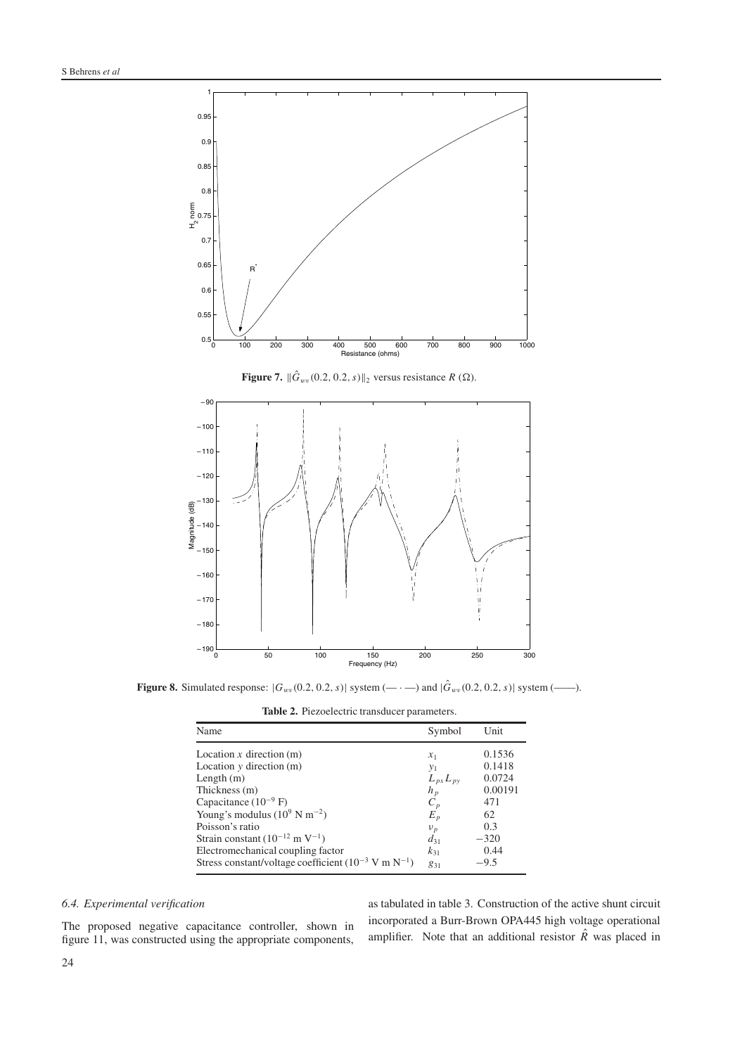**Figure 7.** $\|\hat{G}_{wv}(0.2, 0.2, s)\|_2$ versus resistance $R$ ($\Omega$).

**Figure 8.** Simulated response: $|G_{wv}(0.2, 0.2, s)|$ system (— · —) and $|\hat{G}_{wv}(0.2, 0.2, s)|$ system (——).

**Table 2.** Piezoelectric transducer parameters.

| Name | Symbol | Unit |
|---|---|---|
| Location $x$ direction (m) | $x_1$ | 0.1536 |
| Location $y$ direction (m) | $y_1$ | 0.1418 |
| Length (m) | $L_{px} L_{py}$ | 0.0724 |
| Thickness (m) | $h_p$ | 0.00191 |
| Capacitance ($10^{-9}$ F) | $C_p$ | 471 |
| Young's modulus ($10^9$ N m$^{-2}$) | $E_p$ | 62 |
| Poisson's ratio | $\nu_p$ | 0.3 |
| Strain constant ($10^{-12}$ m V$^{-1}$) | $d_{31}$ | −320 |
| Electromechanical coupling factor | $k_{31}$ | 0.44 |
| Stress constant/voltage coefficient ($10^{-3}$ V m N$^{-1}$) | $g_{31}$ | −9.5 |

### 6.4. Experimental verification

The proposed negative capacitance controller, shown in figure 11, was constructed using the appropriate components, as tabulated in table 3. Construction of the active shunt circuit incorporated a Burr-Brown OPA445 high voltage operational amplifier. Note that an additional resistor $\hat{R}$ was placed in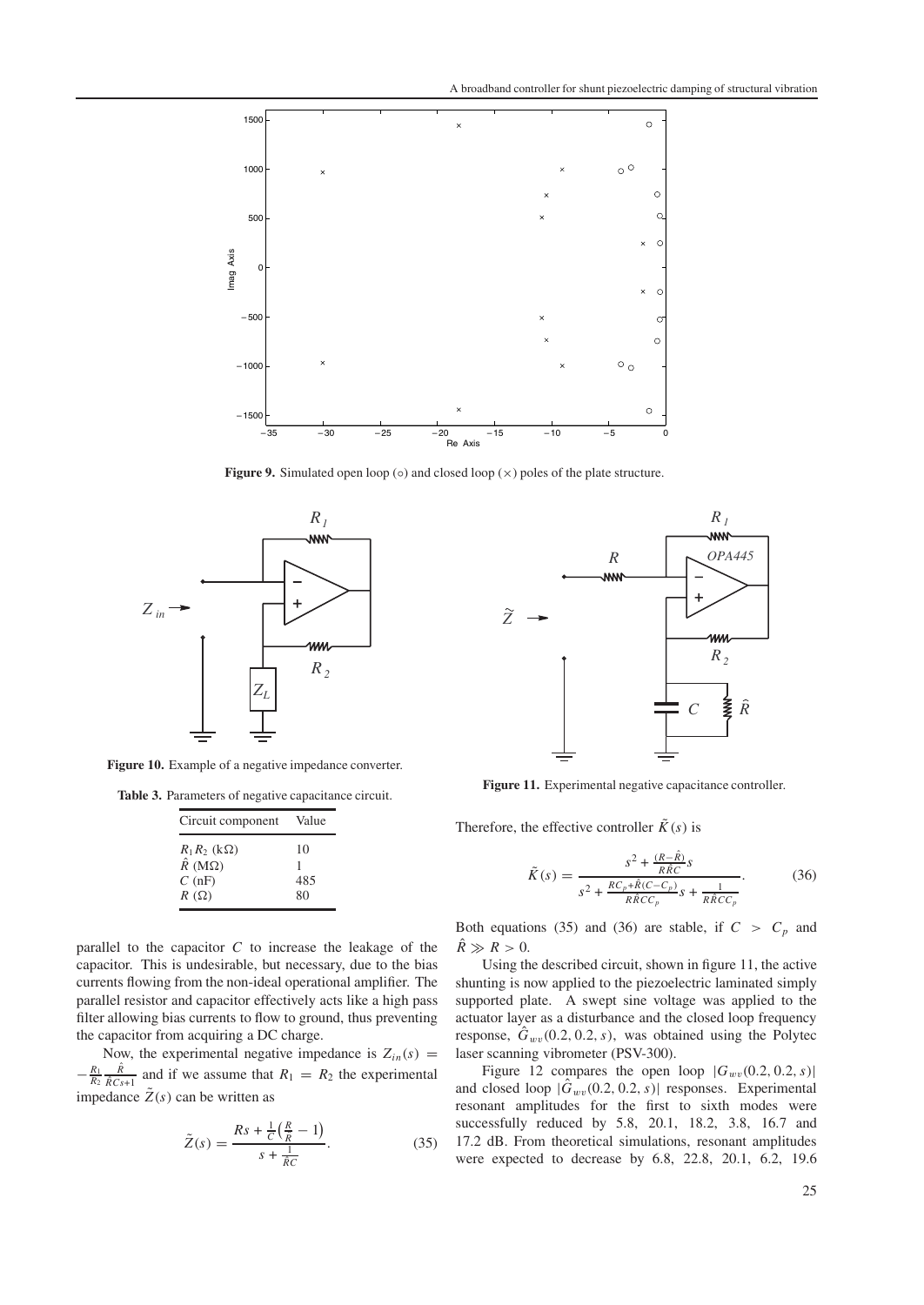**Figure 9.** Simulated open loop (○) and closed loop (×) poles of the plate structure.

**Figure 10.** Example of a negative impedance converter.

**Table 3.** Parameters of negative capacitance circuit.

| Circuit component | Value |
|---|---|
| $R_1 R_2$ (k$\Omega$) | 10 |
| $\hat{R}$ (M$\Omega$) | 1 |
| $C$ (nF) | 485 |
| $R$ ($\Omega$) | 80 |

parallel to the capacitor $C$ to increase the leakage of the capacitor. This is undesirable, but necessary, due to the bias currents flowing from the non-ideal operational amplifier. The parallel resistor and capacitor effectively acts like a high pass filter allowing bias currents to flow to ground, thus preventing the capacitor from acquiring a DC charge.

Now, the experimental negative impedance is $Z_{in}(s) = -\frac{R_1}{R_2}\frac{\hat{R}}{\hat{R}Cs+1}$ and if we assume that $R_1 = R_2$ the experimental impedance $\tilde{Z}(s)$ can be written as

$$\tilde{Z}(s) = \frac{Rs + \frac{1}{C}\left(\frac{R}{\hat{R}} - 1\right)}{s + \frac{1}{\hat{R}C}}. \tag{35}$$

**Figure 11.** Experimental negative capacitance controller.

Therefore, the effective controller $\tilde{K}(s)$ is

$$\tilde{K}(s) = \frac{s^2 + \frac{(R-\hat{R})}{R\hat{R}C}s}{s^2 + \frac{RC_p + \hat{R}(C-C_p)}{R\hat{R}CC_p}s + \frac{1}{R\hat{R}CC_p}}. \tag{36}$$

Both equations (35) and (36) are stable, if $C > C_p$ and $\hat{R} \gg R > 0$.

Using the described circuit, shown in figure 11, the active shunting is now applied to the piezoelectric laminated simply supported plate. A swept sine voltage was applied to the actuator layer as a disturbance and the closed loop frequency response, $\hat{G}_{wv}(0.2, 0.2, s)$, was obtained using the Polytec laser scanning vibrometer (PSV-300).

Figure 12 compares the open loop $|G_{wv}(0.2, 0.2, s)|$ and closed loop $|\hat{G}_{wv}(0.2, 0.2, s)|$ responses. Experimental resonant amplitudes for the first to sixth modes were successfully reduced by 5.8, 20.1, 18.2, 3.8, 16.7 and 17.2 dB. From theoretical simulations, resonant amplitudes were expected to decrease by 6.8, 22.8, 20.1, 6.2, 19.6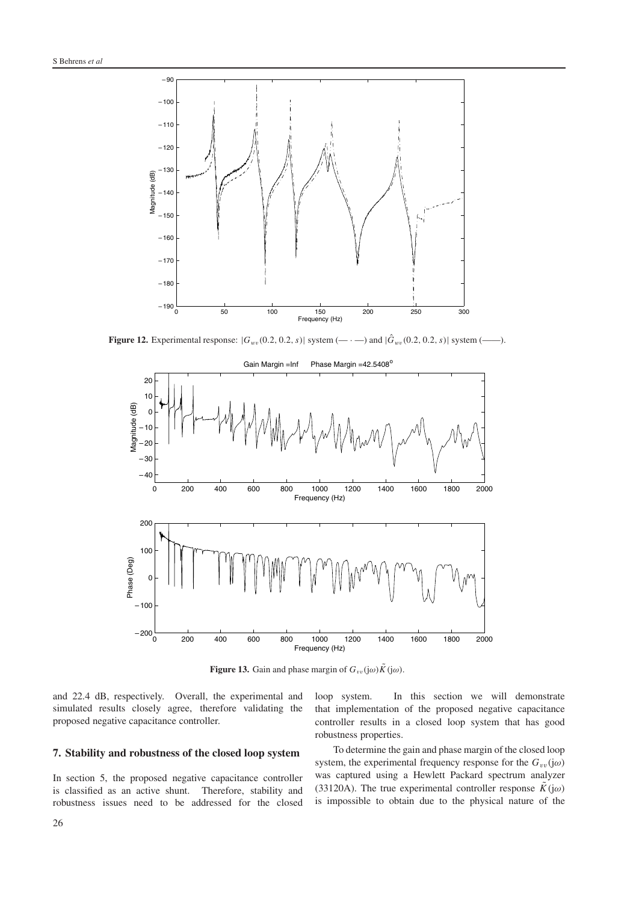**Figure 12.** Experimental response: $|G_{wv}(0.2, 0.2, s)|$ system (— · —) and $|\hat{G}_{wv}(0.2, 0.2, s)|$ system (——).

**Figure 13.** Gain and phase margin of $G_{vv}(j\omega)\tilde{K}(j\omega)$.

and 22.4 dB, respectively. Overall, the experimental and simulated results closely agree, therefore validating the proposed negative capacitance controller.

## 7. Stability and robustness of the closed loop system

In section 5, the proposed negative capacitance controller is classified as an active shunt. Therefore, stability and robustness issues need to be addressed for the closed loop system. In this section we will demonstrate that implementation of the proposed negative capacitance controller results in a closed loop system that has good robustness properties.

To determine the gain and phase margin of the closed loop system, the experimental frequency response for the $G_{vv}(j\omega)$ was captured using a Hewlett Packard spectrum analyzer (33120A). The true experimental controller response $\tilde{K}(j\omega)$ is impossible to obtain due to the physical nature of the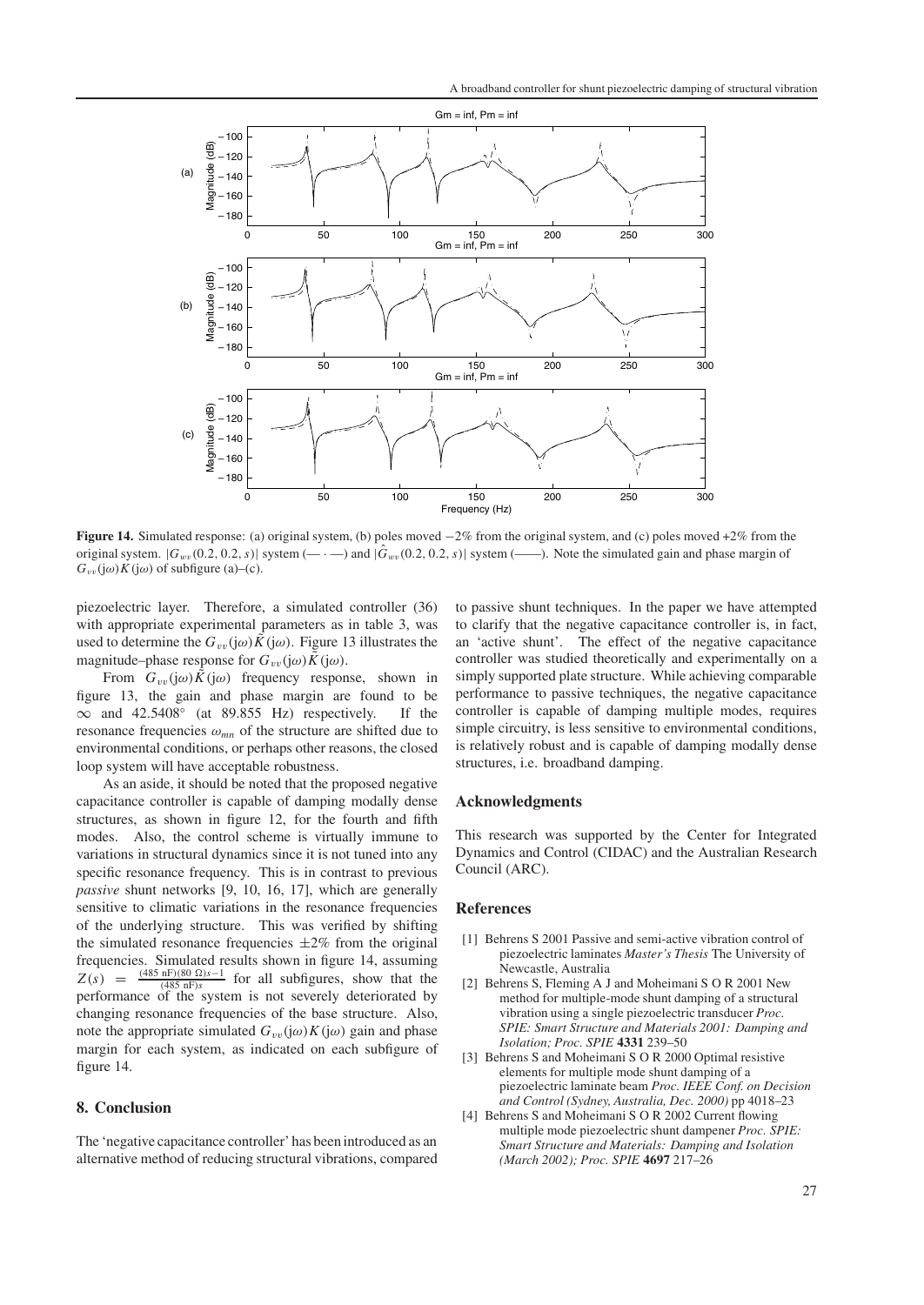**Figure 14.** Simulated response: (a) original system, (b) poles moved −2% from the original system, and (c) poles moved +2% from the original system. $|G_{wv}(0.2, 0.2, s)|$ system (— · —) and $|\hat{G}_{wv}(0.2, 0.2, s)|$ system (——). Note the simulated gain and phase margin of $G_{vv}(j\omega)K(j\omega)$ of subfigure (a)–(c).

piezoelectric layer. Therefore, a simulated controller (36) with appropriate experimental parameters as in table 3, was used to determine the $G_{vv}(j\omega)\tilde{K}(j\omega)$. Figure 13 illustrates the magnitude–phase response for $G_{vv}(j\omega)\tilde{K}(j\omega)$.

From $G_{vv}(j\omega)\tilde{K}(j\omega)$ frequency response, shown in figure 13, the gain and phase margin are found to be $\infty$ and $42.5408°$ (at 89.855 Hz) respectively. If the resonance frequencies $\omega_{mn}$ of the structure are shifted due to environmental conditions, or perhaps other reasons, the closed loop system will have acceptable robustness.

As an aside, it should be noted that the proposed negative capacitance controller is capable of damping modally dense structures, as shown in figure 12, for the fourth and fifth modes. Also, the control scheme is virtually immune to variations in structural dynamics since it is not tuned into any specific resonance frequency. This is in contrast to previous *passive* shunt networks [9, 10, 16, 17], which are generally sensitive to climatic variations in the resonance frequencies of the underlying structure. This was verified by shifting the simulated resonance frequencies $\pm 2\%$ from the original frequencies. Simulated results shown in figure 14, assuming $Z(s) = \frac{(485\text{ nF})(80\ \Omega)s-1}{(485\text{ nF})s}$ for all subfigures, show that the performance of the system is not severely deteriorated by changing resonance frequencies of the base structure. Also, note the appropriate simulated $G_{vv}(j\omega)K(j\omega)$ gain and phase margin for each system, as indicated on each subfigure of figure 14.

## 8. Conclusion

The 'negative capacitance controller' has been introduced as an alternative method of reducing structural vibrations, compared to passive shunt techniques. In the paper we have attempted to clarify that the negative capacitance controller is, in fact, an 'active shunt'. The effect of the negative capacitance controller was studied theoretically and experimentally on a simply supported plate structure. While achieving comparable performance to passive techniques, the negative capacitance controller is capable of damping multiple modes, requires simple circuitry, is less sensitive to environmental conditions, is relatively robust and is capable of damping modally dense structures, i.e. broadband damping.

## Acknowledgments

This research was supported by the Center for Integrated Dynamics and Control (CIDAC) and the Australian Research Council (ARC).

## References

[1] Behrens S 2001 Passive and semi-active vibration control of piezoelectric laminates *Master's Thesis* The University of Newcastle, Australia

[2] Behrens S, Fleming A J and Moheimani S O R 2001 New method for multiple-mode shunt damping of a structural vibration using a single piezoelectric transducer *Proc. SPIE: Smart Structure and Materials 2001: Damping and Isolation; Proc. SPIE* **4331** 239–50

[3] Behrens S and Moheimani S O R 2000 Optimal resistive elements for multiple mode shunt damping of a piezoelectric laminate beam *Proc. IEEE Conf. on Decision and Control (Sydney, Australia, Dec. 2000)* pp 4018–23

[4] Behrens S and Moheimani S O R 2002 Current flowing multiple mode piezoelectric shunt dampener *Proc. SPIE: Smart Structure and Materials: Damping and Isolation (March 2002); Proc. SPIE* **4697** 217–26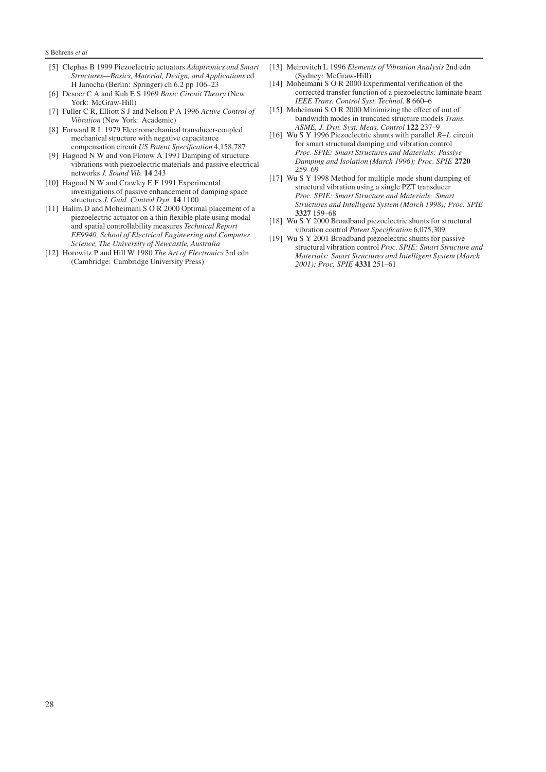[5] Clephas B 1999 Piezoelectric actuators *Adaptronics and Smart Structures—Basics, Material, Design, and Applications* ed H Janocha (Berlin: Springer) ch 6.2 pp 106–23

[6] Desoer C A and Kuh E S 1969 *Basic Circuit Theory* (New York: McGraw-Hill)

[7] Fuller C R, Elliott S J and Nelson P A 1996 *Active Control of Vibration* (New York: Academic)

[8] Forward R L 1979 Electromechanical transducer-coupled mechanical structure with negative capacitance compensation circuit *US Patent Specification* 4,158,787

[9] Hagood N W and von Flotow A 1991 Damping of structure vibrations with piezoelectric materials and passive electrical networks *J. Sound Vib.* **14** 243

[10] Hagood N W and Crawley E F 1991 Experimental investigations of passive enhancement of damping space structures *J. Guid. Control Dyn.* **14** 1100

[11] Halim D and Moheimani S O R 2000 Optimal placement of a piezoelectric actuator on a thin flexible plate using modal and spatial controllability measures *Technical Report EE9940, School of Electrical Engineering and Computer Science, The University of Newcastle, Australia*

[12] Horowitz P and Hill W 1980 *The Art of Electronics* 3rd edn (Cambridge: Cambridge University Press)

[13] Meirovitch L 1996 *Elements of Vibration Analysis* 2nd edn (Sydney: McGraw-Hill)

[14] Moheimani S O R 2000 Experimental verification of the corrected transfer function of a piezoelectric laminate beam *IEEE Trans. Control Syst. Technol.* **8** 660–6

[15] Moheimani S O R 2000 Minimizing the effect of out of bandwidth modes in truncated structure models *Trans. ASME, J. Dyn. Syst. Meas. Control* **122** 237–9

[16] Wu S Y 1996 Piezoelectric shunts with parallel *R–L* circuit for smart structural damping and vibration control *Proc. SPIE: Smart Structures and Materials: Passive Damping and Isolation (March 1996); Proc. SPIE* **2720** 259–69

[17] Wu S Y 1998 Method for multiple mode shunt damping of structural vibration using a single PZT transducer *Proc. SPIE: Smart Structure and Materials: Smart Structures and Intelligent System (March 1998); Proc. SPIE* **3327** 159–68

[18] Wu S Y 2000 Broadband piezoelectric shunts for structural vibration control *Patent Specification* 6,075,309

[19] Wu S Y 2001 Broadband piezoelectric shunts for passive structural vibration control *Proc. SPIE: Smart Structure and Materials: Smart Structures and Intelligent System (March 2001); Proc. SPIE* **4331** 251–61